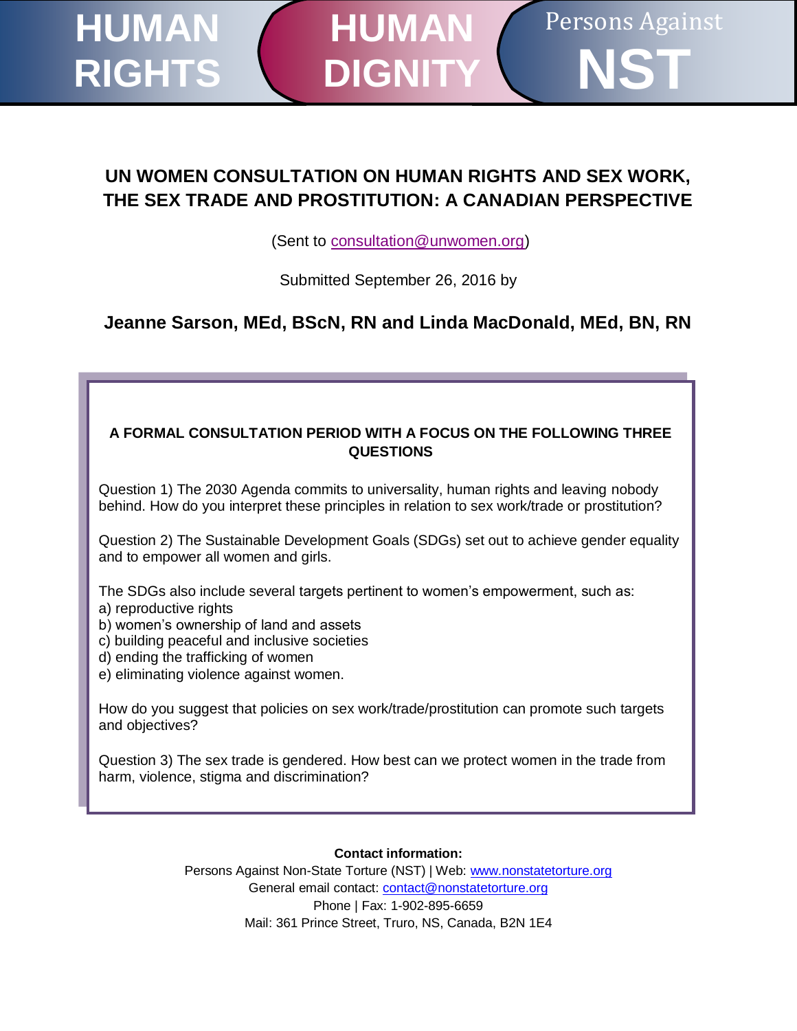HUMAN RIGHTS | HUMAN DIGNITY | Persons Against NST

# UN WOMEN CONSULTATION ON HUMAN RIGHTS AND SEX WORK, THE SEX TRADE AND PROSTITUTION: A CANADIAN PERSPECTIVE

(Sent to consultation@unwomen.org)

Submitted September 26, 2016 by

## Jeanne Sarson, MEd, BScN, RN and Linda MacDonald, MEd, BN, RN

**A FORMAL CONSULTATION PERIOD WITH A FOCUS ON THE FOLLOWING THREE QUESTIONS**

Question 1) The 2030 Agenda commits to universality, human rights and leaving nobody behind. How do you interpret these principles in relation to sex work/trade or prostitution?

Question 2) The Sustainable Development Goals (SDGs) set out to achieve gender equality and to empower all women and girls.

The SDGs also include several targets pertinent to women's empowerment, such as:
a) reproductive rights
b) women's ownership of land and assets
c) building peaceful and inclusive societies
d) ending the trafficking of women
e) eliminating violence against women.

How do you suggest that policies on sex work/trade/prostitution can promote such targets and objectives?

Question 3) The sex trade is gendered. How best can we protect women in the trade from harm, violence, stigma and discrimination?

**Contact information:**
Persons Against Non-State Torture (NST) | Web: www.nonstatetorture.org
General email contact: contact@nonstatetorture.org
Phone | Fax: 1-902-895-6659
Mail: 361 Prince Street, Truro, NS, Canada, B2N 1E4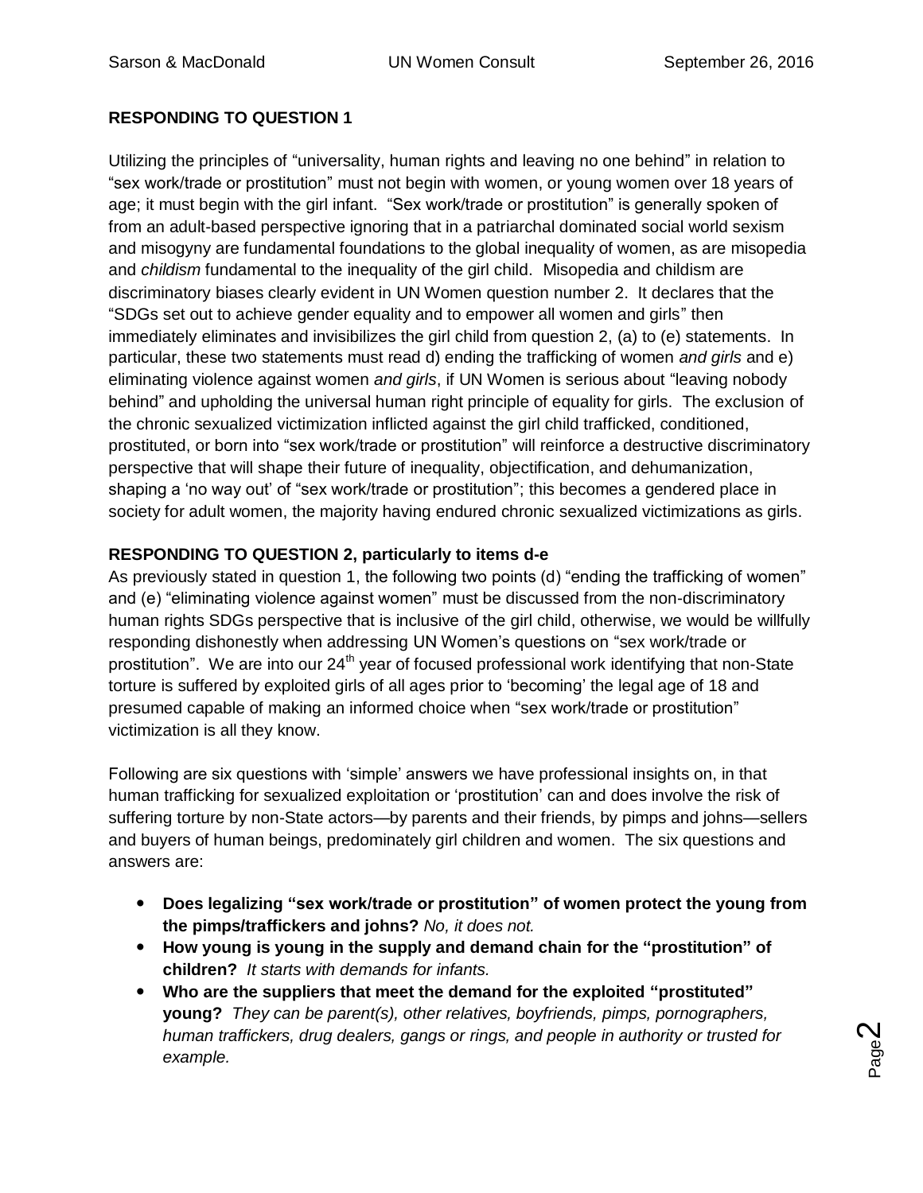**RESPONDING TO QUESTION 1**

Utilizing the principles of "universality, human rights and leaving no one behind" in relation to "sex work/trade or prostitution" must not begin with women, or young women over 18 years of age; it must begin with the girl infant. "Sex work/trade or prostitution" is generally spoken of from an adult-based perspective ignoring that in a patriarchal dominated social world sexism and misogyny are fundamental foundations to the global inequality of women, as are misopedia and *childism* fundamental to the inequality of the girl child. Misopedia and childism are discriminatory biases clearly evident in UN Women question number 2. It declares that the "SDGs set out to achieve gender equality and to empower all women and girls" then immediately eliminates and invisibilizes the girl child from question 2, (a) to (e) statements. In particular, these two statements must read d) ending the trafficking of women *and girls* and e) eliminating violence against women *and girls*, if UN Women is serious about "leaving nobody behind" and upholding the universal human right principle of equality for girls. The exclusion of the chronic sexualized victimization inflicted against the girl child trafficked, conditioned, prostituted, or born into "sex work/trade or prostitution" will reinforce a destructive discriminatory perspective that will shape their future of inequality, objectification, and dehumanization, shaping a 'no way out' of "sex work/trade or prostitution"; this becomes a gendered place in society for adult women, the majority having endured chronic sexualized victimizations as girls.

**RESPONDING TO QUESTION 2, particularly to items d-e**

As previously stated in question 1, the following two points (d) "ending the trafficking of women" and (e) "eliminating violence against women" must be discussed from the non-discriminatory human rights SDGs perspective that is inclusive of the girl child, otherwise, we would be willfully responding dishonestly when addressing UN Women's questions on "sex work/trade or prostitution". We are into our 24th year of focused professional work identifying that non-State torture is suffered by exploited girls of all ages prior to 'becoming' the legal age of 18 and presumed capable of making an informed choice when "sex work/trade or prostitution" victimization is all they know.

Following are six questions with 'simple' answers we have professional insights on, in that human trafficking for sexualized exploitation or 'prostitution' can and does involve the risk of suffering torture by non-State actors—by parents and their friends, by pimps and johns—sellers and buyers of human beings, predominately girl children and women. The six questions and answers are:

- **Does legalizing "sex work/trade or prostitution" of women protect the young from the pimps/traffickers and johns?** *No, it does not.*
- **How young is young in the supply and demand chain for the "prostitution" of children?** *It starts with demands for infants.*
- **Who are the suppliers that meet the demand for the exploited "prostituted" young?** *They can be parent(s), other relatives, boyfriends, pimps, pornographers, human traffickers, drug dealers, gangs or rings, and people in authority or trusted for example.*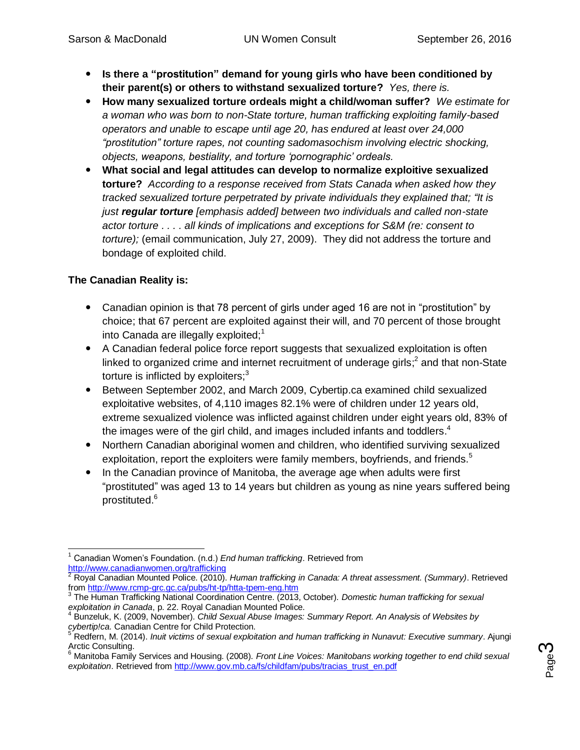- **Is there a "prostitution" demand for young girls who have been conditioned by their parent(s) or others to withstand sexualized torture?** *Yes, there is.*
- **How many sexualized torture ordeals might a child/woman suffer?** *We estimate for a woman who was born to non-State torture, human trafficking exploiting family-based operators and unable to escape until age 20, has endured at least over 24,000 "prostitution" torture rapes, not counting sadomasochism involving electric shocking, objects, weapons, bestiality, and torture 'pornographic' ordeals.*
- **What social and legal attitudes can develop to normalize exploitive sexualized torture?** *According to a response received from Stats Canada when asked how they tracked sexualized torture perpetrated by private individuals they explained that; "It is just* ***regular torture*** *[emphasis added] between two individuals and called non-state actor torture . . . . all kinds of implications and exceptions for S&M (re: consent to torture);* (email communication, July 27, 2009). They did not address the torture and bondage of exploited child.

**The Canadian Reality is:**

- Canadian opinion is that 78 percent of girls under aged 16 are not in "prostitution" by choice; that 67 percent are exploited against their will, and 70 percent of those brought into Canada are illegally exploited;[1]
- A Canadian federal police force report suggests that sexualized exploitation is often linked to organized crime and internet recruitment of underage girls;[2] and that non-State torture is inflicted by exploiters;[3]
- Between September 2002, and March 2009, Cybertip.ca examined child sexualized exploitative websites, of 4,110 images 82.1% were of children under 12 years old, extreme sexualized violence was inflicted against children under eight years old, 83% of the images were of the girl child, and images included infants and toddlers.[4]
- Northern Canadian aboriginal women and children, who identified surviving sexualized exploitation, report the exploiters were family members, boyfriends, and friends.[5]
- In the Canadian province of Manitoba, the average age when adults were first "prostituted" was aged 13 to 14 years but children as young as nine years suffered being prostituted.[6]

---

[1] Canadian Women's Foundation. (n.d.) *End human trafficking*. Retrieved from http://www.canadianwomen.org/trafficking

[2] Royal Canadian Mounted Police. (2010). *Human trafficking in Canada: A threat assessment. (Summary)*. Retrieved from http://www.rcmp-grc.gc.ca/pubs/ht-tp/htta-tpem-eng.htm

[3] The Human Trafficking National Coordination Centre. (2013, October). *Domestic human trafficking for sexual exploitation in Canada*, p. 22. Royal Canadian Mounted Police.

[4] Bunzeluk, K. (2009, November). *Child Sexual Abuse Images: Summary Report. An Analysis of Websites by cybertip!ca.* Canadian Centre for Child Protection.

[5] Redfern, M. (2014). *Inuit victims of sexual exploitation and human trafficking in Nunavut: Executive summary*. Ajungi Arctic Consulting.

[6] Manitoba Family Services and Housing. (2008). *Front Line Voices: Manitobans working together to end child sexual exploitation*. Retrieved from http://www.gov.mb.ca/fs/childfam/pubs/tracias_trust_en.pdf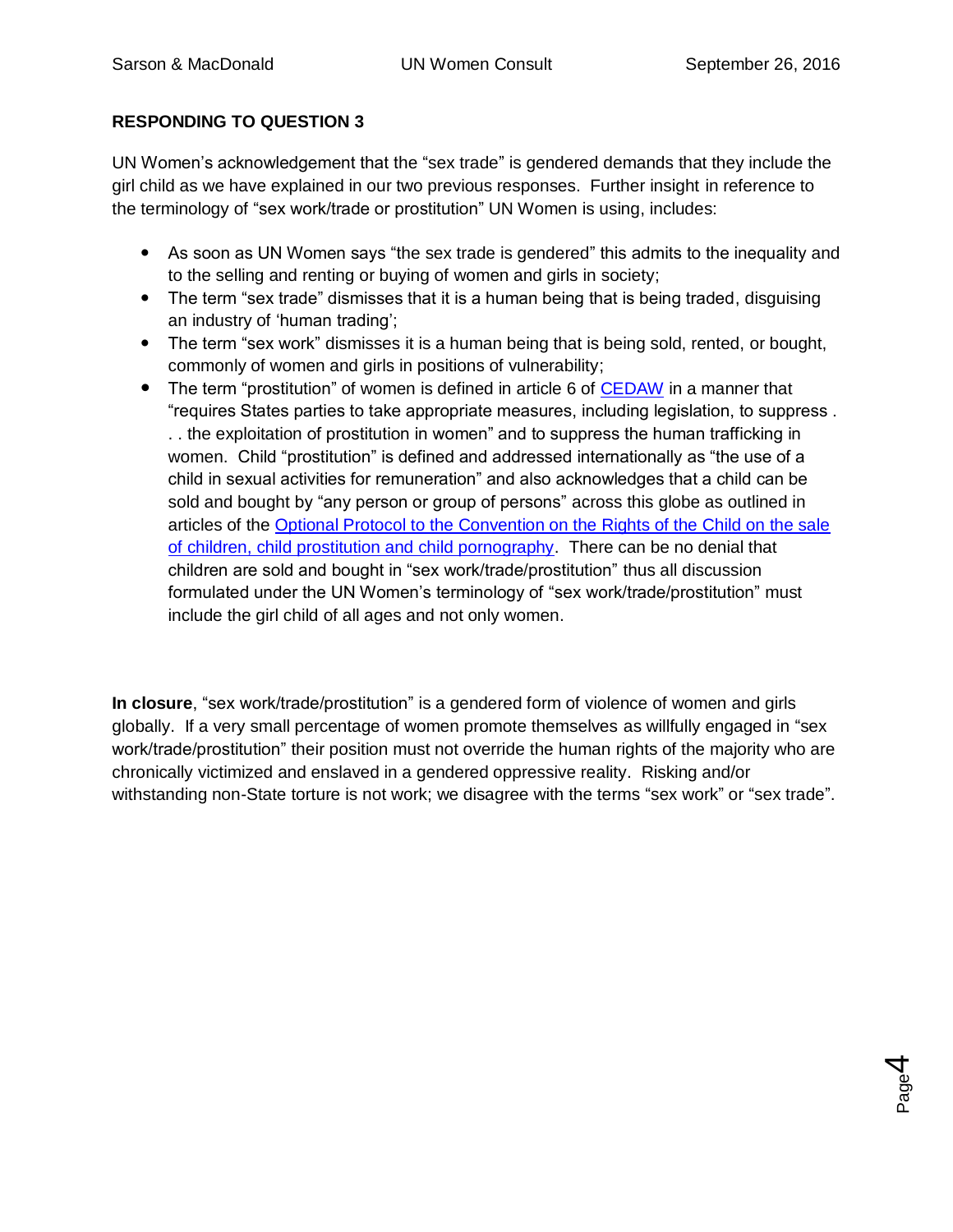**RESPONDING TO QUESTION 3**

UN Women's acknowledgement that the "sex trade" is gendered demands that they include the girl child as we have explained in our two previous responses. Further insight in reference to the terminology of "sex work/trade or prostitution" UN Women is using, includes:

- As soon as UN Women says "the sex trade is gendered" this admits to the inequality and to the selling and renting or buying of women and girls in society;
- The term "sex trade" dismisses that it is a human being that is being traded, disguising an industry of 'human trading';
- The term "sex work" dismisses it is a human being that is being sold, rented, or bought, commonly of women and girls in positions of vulnerability;
- The term "prostitution" of women is defined in article 6 of CEDAW in a manner that "requires States parties to take appropriate measures, including legislation, to suppress . . . the exploitation of prostitution in women" and to suppress the human trafficking in women. Child "prostitution" is defined and addressed internationally as "the use of a child in sexual activities for remuneration" and also acknowledges that a child can be sold and bought by "any person or group of persons" across this globe as outlined in articles of the Optional Protocol to the Convention on the Rights of the Child on the sale of children, child prostitution and child pornography. There can be no denial that children are sold and bought in "sex work/trade/prostitution" thus all discussion formulated under the UN Women's terminology of "sex work/trade/prostitution" must include the girl child of all ages and not only women.

**In closure**, "sex work/trade/prostitution" is a gendered form of violence of women and girls globally. If a very small percentage of women promote themselves as willfully engaged in "sex work/trade/prostitution" their position must not override the human rights of the majority who are chronically victimized and enslaved in a gendered oppressive reality. Risking and/or withstanding non-State torture is not work; we disagree with the terms "sex work" or "sex trade".